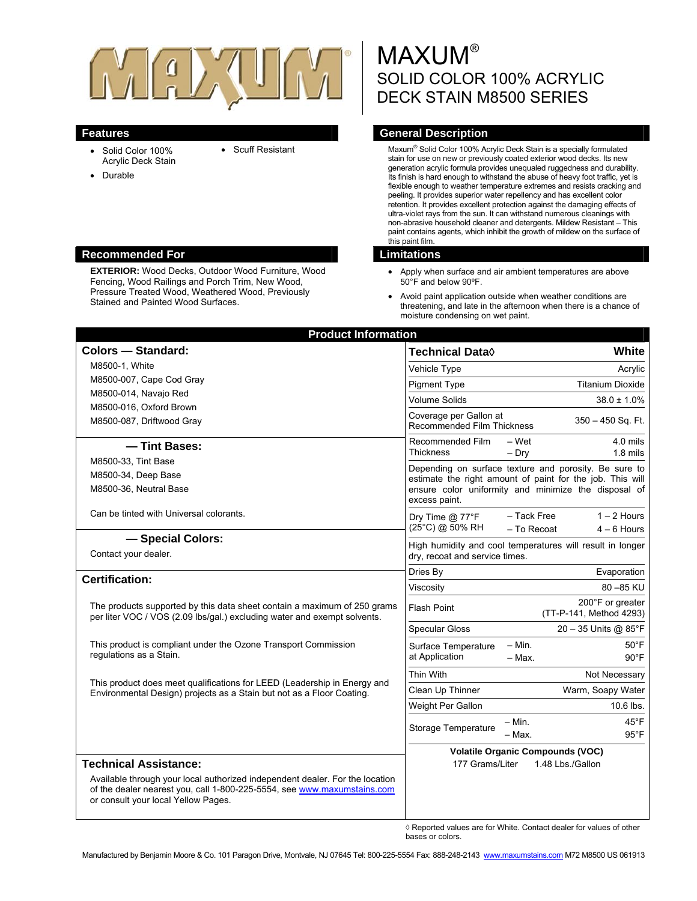# MAXUM®

## SOLID COLOR 100% ACRYLIC DECK STAIN M8500 SERIES

## Features

- Solid Color 100% Acrylic Deck Stain
- Durable
- Scuff Resistant

## General Description

Maxum® Solid Color 100% Acrylic Deck Stain is a specially formulated stain for use on new or previously coated exterior wood decks. Its new generation acrylic formula provides unequaled ruggedness and durability. Its finish is hard enough to withstand the abuse of heavy foot traffic, yet is flexible enough to weather temperature extremes and resists cracking and peeling. It provides superior water repellency and has excellent color retention. It provides excellent protection against the damaging effects of ultra-violet rays from the sun. It can withstand numerous cleanings with non-abrasive household cleaner and detergents. Mildew Resistant – This paint contains agents, which inhibit the growth of mildew on the surface of this paint film.

## Recommended For

**EXTERIOR:** Wood Decks, Outdoor Wood Furniture, Wood Fencing, Wood Railings and Porch Trim, New Wood, Pressure Treated Wood, Weathered Wood, Previously Stained and Painted Wood Surfaces.

## Limitations

- Apply when surface and air ambient temperatures are above 50°F and below 90ºF.
- Avoid paint application outside when weather conditions are threatening, and late in the afternoon when there is a chance of moisture condensing on wet paint.

## Product Information

### Colors — Standard:

M8500-1, White
M8500-007, Cape Cod Gray
M8500-014, Navajo Red
M8500-016, Oxford Brown
M8500-087, Driftwood Gray

### — Tint Bases:

M8500-33, Tint Base
M8500-34, Deep Base
M8500-36, Neutral Base

Can be tinted with Universal colorants.

### — Special Colors:

Contact your dealer.

### Certification:

The products supported by this data sheet contain a maximum of 250 grams per liter VOC / VOS (2.09 lbs/gal.) excluding water and exempt solvents.

This product is compliant under the Ozone Transport Commission regulations as a Stain.

This product does meet qualifications for LEED (Leadership in Energy and Environmental Design) projects as a Stain but not as a Floor Coating.

### Technical Assistance:

Available through your local authorized independent dealer. For the location of the dealer nearest you, call 1-800-225-5554, see www.maxumstains.com or consult your local Yellow Pages.

| Technical Data◊ | | White |
|---|---|---|
| Vehicle Type | | Acrylic |
| Pigment Type | | Titanium Dioxide |
| Volume Solids | | 38.0 ± 1.0% |
| Coverage per Gallon at Recommended Film Thickness | | 350 – 450 Sq. Ft. |
| Recommended Film Thickness | – Wet | 4.0 mils |
| | – Dry | 1.8 mils |
| Depending on surface texture and porosity. Be sure to estimate the right amount of paint for the job. This will ensure color uniformity and minimize the disposal of excess paint. | | |
| Dry Time @ 77°F (25°C) @ 50% RH | – Tack Free | 1 – 2 Hours |
| | – To Recoat | 4 – 6 Hours |
| High humidity and cool temperatures will result in longer dry, recoat and service times. | | |
| Dries By | | Evaporation |
| Viscosity | | 80 –85 KU |
| Flash Point | | 200°F or greater (TT-P-141, Method 4293) |
| Specular Gloss | | 20 – 35 Units @ 85°F |
| Surface Temperature at Application | – Min. | 50°F |
| | – Max. | 90°F |
| Thin With | | Not Necessary |
| Clean Up Thinner | | Warm, Soapy Water |
| Weight Per Gallon | | 10.6 lbs. |
| Storage Temperature | – Min. | 45°F |
| | – Max. | 95°F |

**Volatile Organic Compounds (VOC)**
177 Grams/Liter 1.48 Lbs./Gallon

◊ Reported values are for White. Contact dealer for values of other bases or colors.

Manufactured by Benjamin Moore & Co. 101 Paragon Drive, Montvale, NJ 07645 Tel: 800-225-5554 Fax: 888-248-2143 www.maxumstains.com M72 M8500 US 061913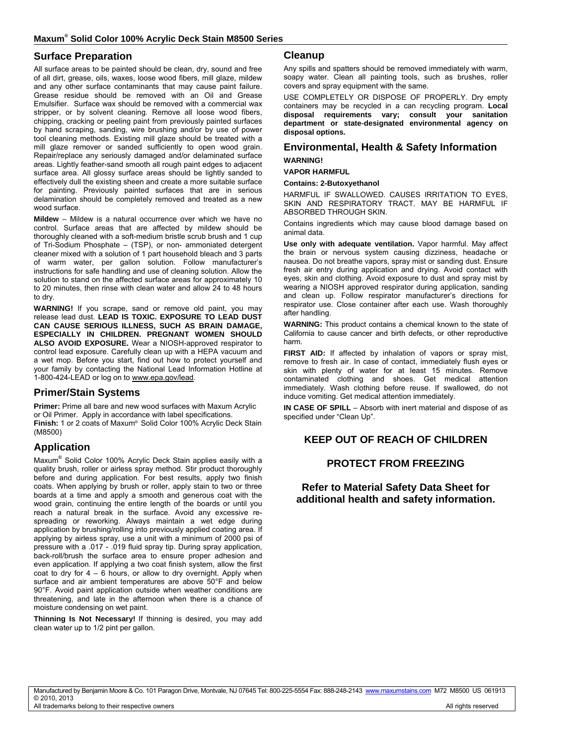## Surface Preparation

All surface areas to be painted should be clean, dry, sound and free of all dirt, grease, oils, waxes, loose wood fibers, mill glaze, mildew and any other surface contaminants that may cause paint failure. Grease residue should be removed with an Oil and Grease Emulsifier. Surface wax should be removed with a commercial wax stripper, or by solvent cleaning. Remove all loose wood fibers, chipping, cracking or peeling paint from previously painted surfaces by hand scraping, sanding, wire brushing and/or by use of power tool cleaning methods. Existing mill glaze should be treated with a mill glaze remover or sanded sufficiently to open wood grain. Repair/replace any seriously damaged and/or delaminated surface areas. Lightly feather-sand smooth all rough paint edges to adjacent surface area. All glossy surface areas should be lightly sanded to effectively dull the existing sheen and create a more suitable surface for painting. Previously painted surfaces that are in serious delamination should be completely removed and treated as a new wood surface.

**Mildew** – Mildew is a natural occurrence over which we have no control. Surface areas that are affected by mildew should be thoroughly cleaned with a soft-medium bristle scrub brush and 1 cup of Tri-Sodium Phosphate – (TSP), or non- ammoniated detergent cleaner mixed with a solution of 1 part household bleach and 3 parts of warm water, per gallon solution. Follow manufacturer's instructions for safe handling and use of cleaning solution. Allow the solution to stand on the affected surface areas for approximately 10 to 20 minutes, then rinse with clean water and allow 24 to 48 hours to dry.

**WARNING!** If you scrape, sand or remove old paint, you may release lead dust. **LEAD IS TOXIC. EXPOSURE TO LEAD DUST CAN CAUSE SERIOUS ILLNESS, SUCH AS BRAIN DAMAGE, ESPECIALLY IN CHILDREN. PREGNANT WOMEN SHOULD ALSO AVOID EXPOSURE.** Wear a NIOSH-approved respirator to control lead exposure. Carefully clean up with a HEPA vacuum and a wet mop. Before you start, find out how to protect yourself and your family by contacting the National Lead Information Hotline at 1-800-424-LEAD or log on to www.epa.gov/lead.

## Primer/Stain Systems

**Primer:** Prime all bare and new wood surfaces with Maxum Acrylic or Oil Primer. Apply in accordance with label specifications.
**Finish:** 1 or 2 coats of Maxum® Solid Color 100% Acrylic Deck Stain (M8500)

## Application

Maxum® Solid Color 100% Acrylic Deck Stain applies easily with a quality brush, roller or airless spray method. Stir product thoroughly before and during application. For best results, apply two finish coats. When applying by brush or roller, apply stain to two or three boards at a time and apply a smooth and generous coat with the wood grain, continuing the entire length of the boards or until you reach a natural break in the surface. Avoid any excessive re-spreading or reworking. Always maintain a wet edge during application by brushing/rolling into previously applied coating area. If applying by airless spray, use a unit with a minimum of 2000 psi of pressure with a .017 - .019 fluid spray tip. During spray application, back-roll/brush the surface area to ensure proper adhesion and even application. If applying a two coat finish system, allow the first coat to dry for 4 – 6 hours, or allow to dry overnight. Apply when surface and air ambient temperatures are above 50°F and below 90°F. Avoid paint application outside when weather conditions are threatening, and late in the afternoon when there is a chance of moisture condensing on wet paint.

**Thinning Is Not Necessary!** If thinning is desired, you may add clean water up to 1/2 pint per gallon.

## Cleanup

Any spills and spatters should be removed immediately with warm, soapy water. Clean all painting tools, such as brushes, roller covers and spray equipment with the same.

USE COMPLETELY OR DISPOSE OF PROPERLY. Dry empty containers may be recycled in a can recycling program. **Local disposal requirements vary; consult your sanitation department or state-designated environmental agency on disposal options.**

## Environmental, Health & Safety Information

**WARNING!**

**VAPOR HARMFUL**

**Contains: 2-Butoxyethanol**

HARMFUL IF SWALLOWED. CAUSES IRRITATION TO EYES, SKIN AND RESPIRATORY TRACT. MAY BE HARMFUL IF ABSORBED THROUGH SKIN.

Contains ingredients which may cause blood damage based on animal data.

**Use only with adequate ventilation.** Vapor harmful. May affect the brain or nervous system causing dizziness, headache or nausea. Do not breathe vapors, spray mist or sanding dust. Ensure fresh air entry during application and drying. Avoid contact with eyes, skin and clothing. Avoid exposure to dust and spray mist by wearing a NIOSH approved respirator during application, sanding and clean up. Follow respirator manufacturer's directions for respirator use. Close container after each use. Wash thoroughly after handling.

**WARNING:** This product contains a chemical known to the state of California to cause cancer and birth defects, or other reproductive harm.

**FIRST AID:** If affected by inhalation of vapors or spray mist, remove to fresh air. In case of contact, immediately flush eyes or skin with plenty of water for at least 15 minutes. Remove contaminated clothing and shoes. Get medical attention immediately. Wash clothing before reuse. If swallowed, do not induce vomiting. Get medical attention immediately.

**IN CASE OF SPILL** – Absorb with inert material and dispose of as specified under "Clean Up".

**KEEP OUT OF REACH OF CHILDREN**

**PROTECT FROM FREEZING**

**Refer to Material Safety Data Sheet for additional health and safety information.**

Manufactured by Benjamin Moore & Co. 101 Paragon Drive, Montvale, NJ 07645 Tel: 800-225-5554 Fax: 888-248-2143 www.maxumstains.com M72 M8500 US 061913
© 2010, 2013
All trademarks belong to their respective owners All rights reserved